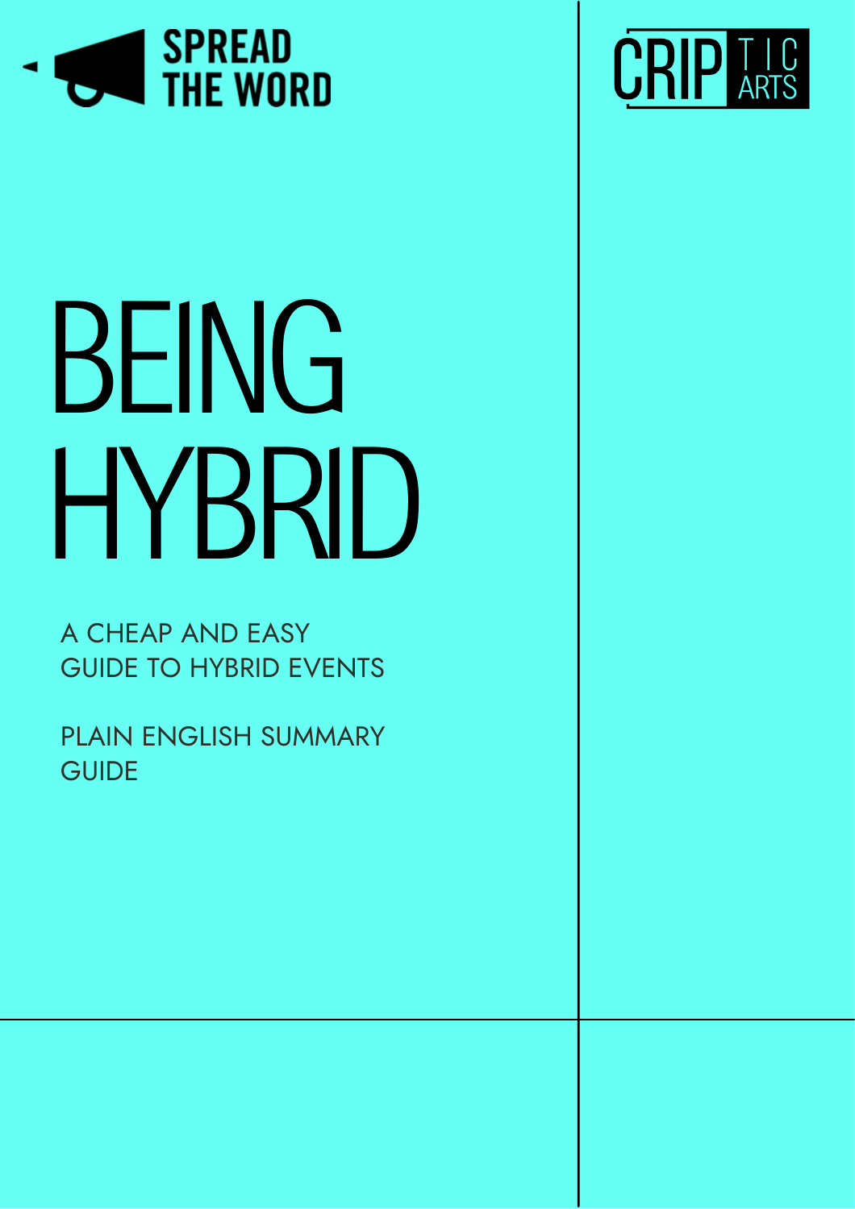SPREAD THE WORD

CRIPTIC ARTS

# BEING HYBRID

A CHEAP AND EASY
GUIDE TO HYBRID EVENTS

PLAIN ENGLISH SUMMARY
GUIDE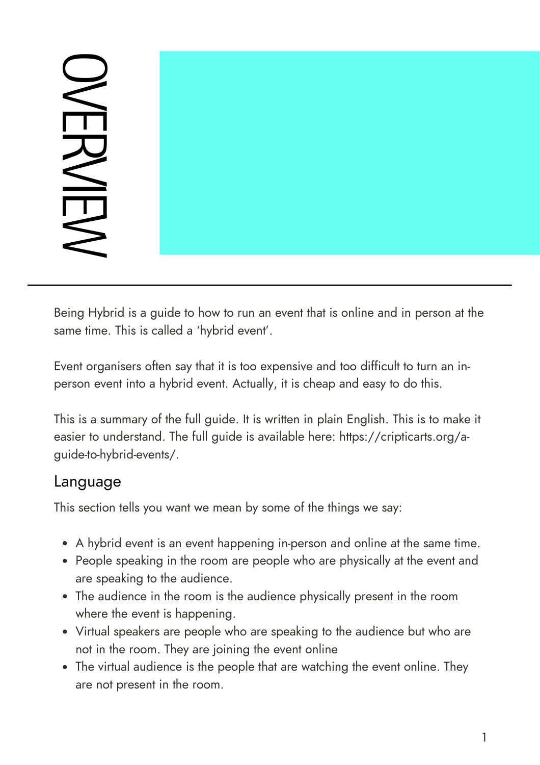# OVERVIEW

Being Hybrid is a guide to how to run an event that is online and in person at the same time. This is called a 'hybrid event'.

Event organisers often say that it is too expensive and too difficult to turn an in-person event into a hybrid event. Actually, it is cheap and easy to do this.

This is a summary of the full guide. It is written in plain English. This is to make it easier to understand. The full guide is available here: https://cripticarts.org/a-guide-to-hybrid-events/.

## Language

This section tells you want we mean by some of the things we say:

- A hybrid event is an event happening in-person and online at the same time.
- People speaking in the room are people who are physically at the event and are speaking to the audience.
- The audience in the room is the audience physically present in the room where the event is happening.
- Virtual speakers are people who are speaking to the audience but who are not in the room. They are joining the event online
- The virtual audience is the people that are watching the event online. They are not present in the room.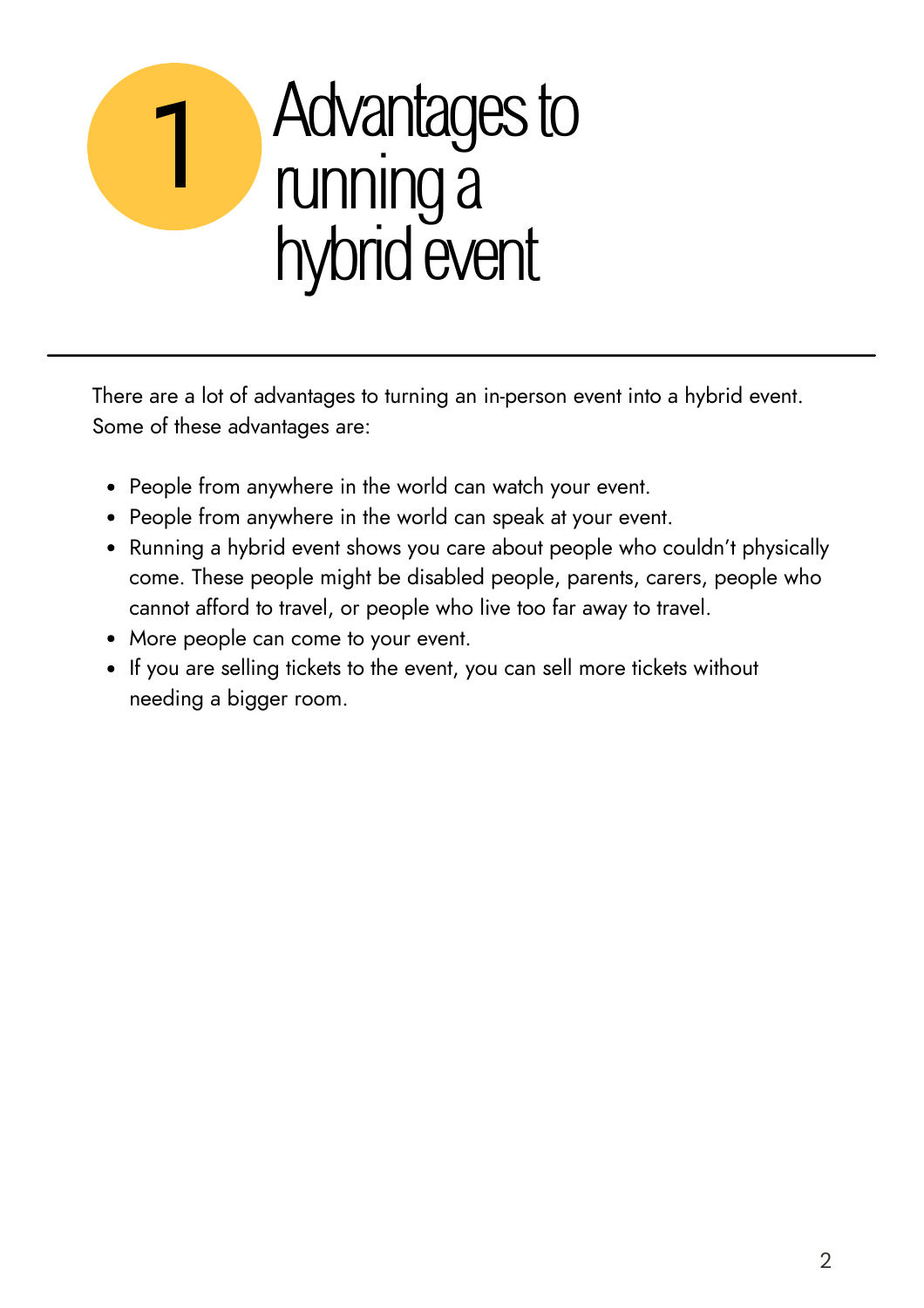# 1 Advantages to running a hybrid event

There are a lot of advantages to turning an in-person event into a hybrid event. Some of these advantages are:

- People from anywhere in the world can watch your event.
- People from anywhere in the world can speak at your event.
- Running a hybrid event shows you care about people who couldn't physically come. These people might be disabled people, parents, carers, people who cannot afford to travel, or people who live too far away to travel.
- More people can come to your event.
- If you are selling tickets to the event, you can sell more tickets without needing a bigger room.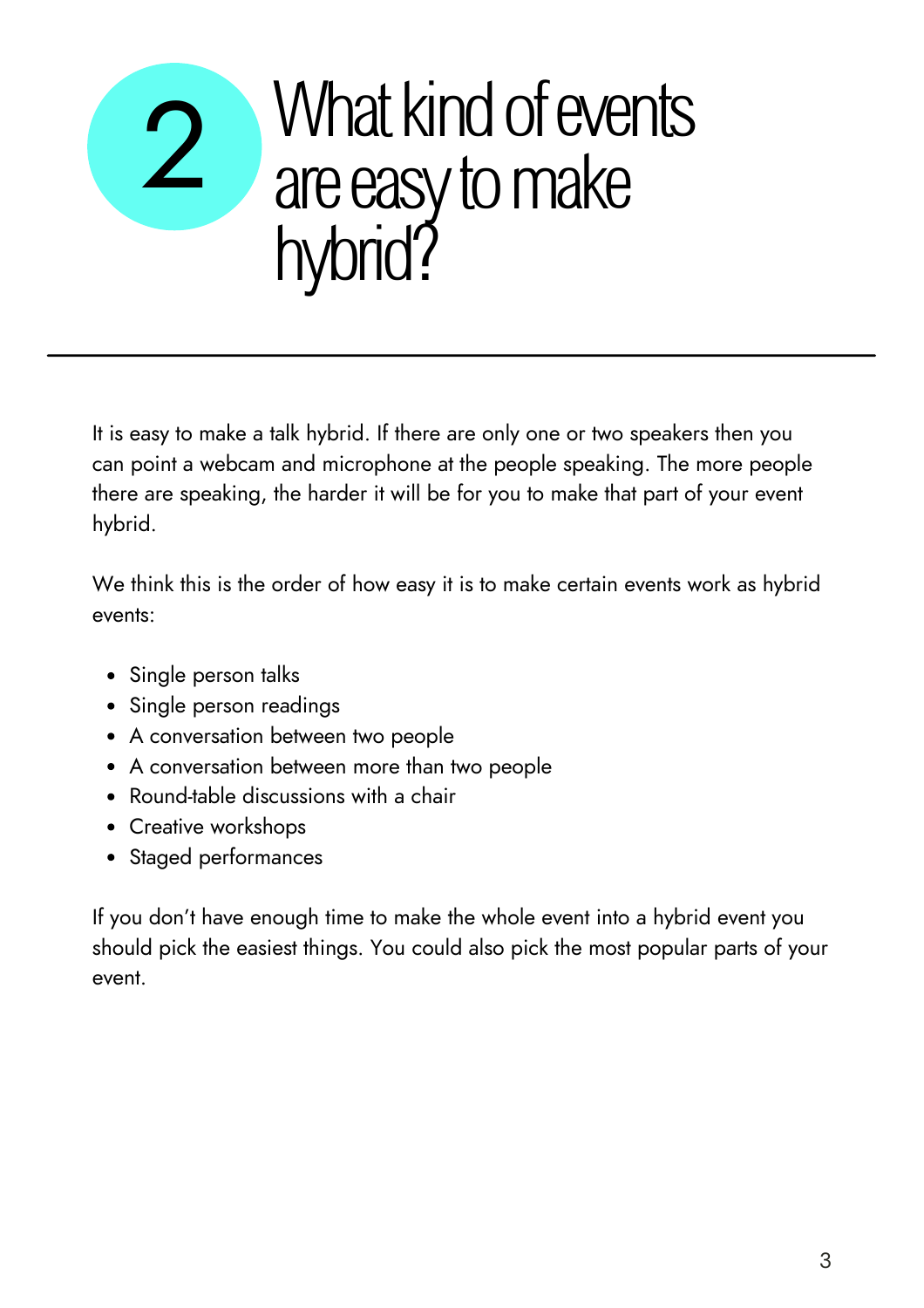# 2 What kind of events are easy to make hybrid?

It is easy to make a talk hybrid. If there are only one or two speakers then you can point a webcam and microphone at the people speaking. The more people there are speaking, the harder it will be for you to make that part of your event hybrid.

We think this is the order of how easy it is to make certain events work as hybrid events:

- Single person talks
- Single person readings
- A conversation between two people
- A conversation between more than two people
- Round-table discussions with a chair
- Creative workshops
- Staged performances

If you don't have enough time to make the whole event into a hybrid event you should pick the easiest things. You could also pick the most popular parts of your event.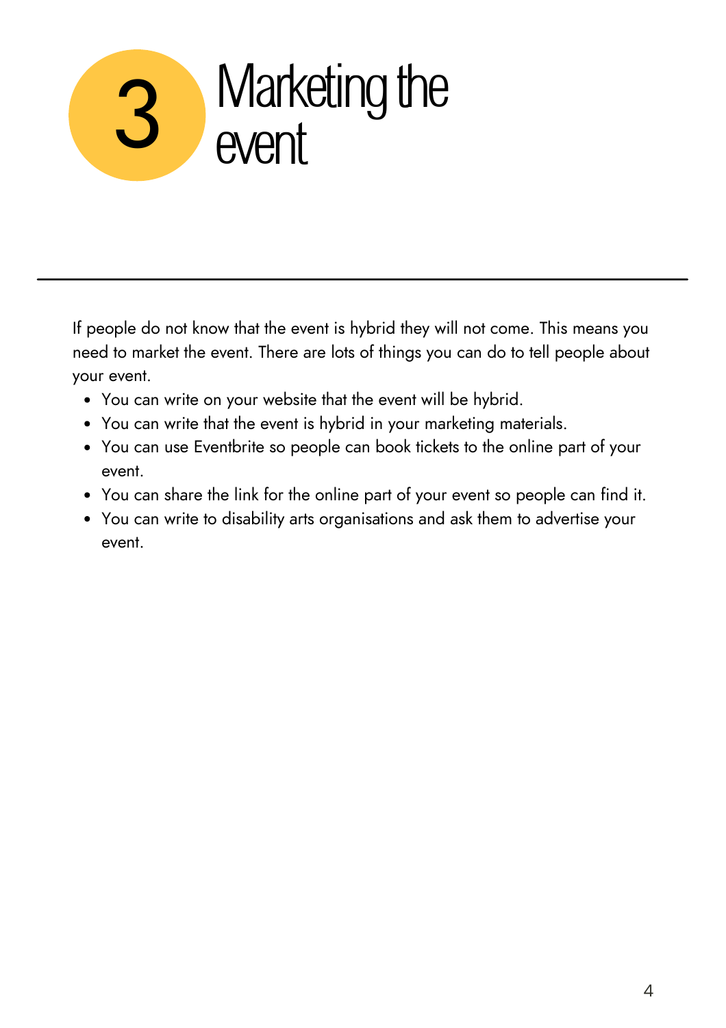# 3 Marketing the event

---

If people do not know that the event is hybrid they will not come. This means you need to market the event. There are lots of things you can do to tell people about your event.

- You can write on your website that the event will be hybrid.
- You can write that the event is hybrid in your marketing materials.
- You can use Eventbrite so people can book tickets to the online part of your event.
- You can share the link for the online part of your event so people can find it.
- You can write to disability arts organisations and ask them to advertise your event.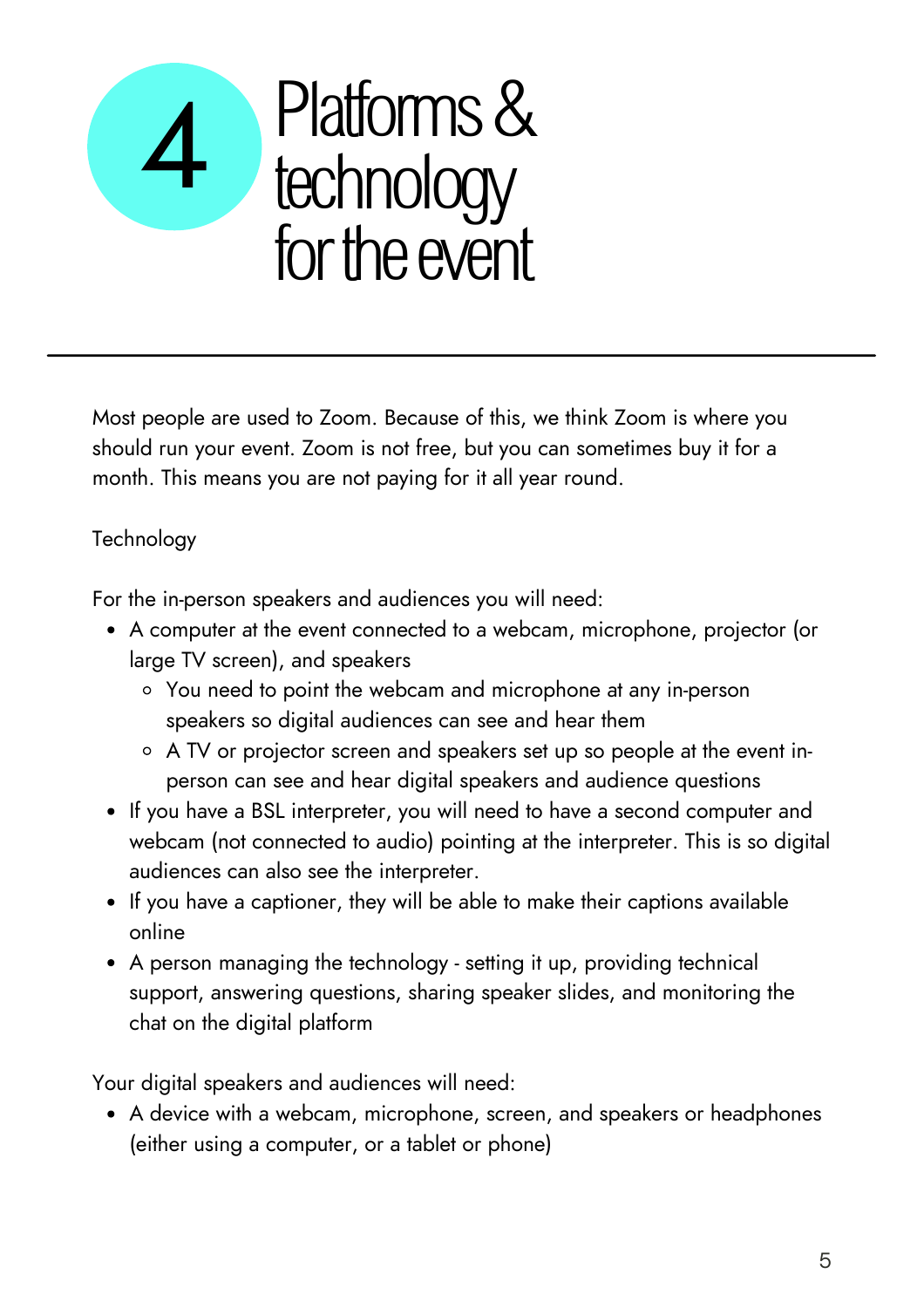# 4 Platforms & technology for the event

Most people are used to Zoom. Because of this, we think Zoom is where you should run your event. Zoom is not free, but you can sometimes buy it for a month. This means you are not paying for it all year round.

Technology

For the in-person speakers and audiences you will need:

- A computer at the event connected to a webcam, microphone, projector (or large TV screen), and speakers
  - You need to point the webcam and microphone at any in-person speakers so digital audiences can see and hear them
  - A TV or projector screen and speakers set up so people at the event in-person can see and hear digital speakers and audience questions
- If you have a BSL interpreter, you will need to have a second computer and webcam (not connected to audio) pointing at the interpreter. This is so digital audiences can also see the interpreter.
- If you have a captioner, they will be able to make their captions available online
- A person managing the technology - setting it up, providing technical support, answering questions, sharing speaker slides, and monitoring the chat on the digital platform

Your digital speakers and audiences will need:

- A device with a webcam, microphone, screen, and speakers or headphones (either using a computer, or a tablet or phone)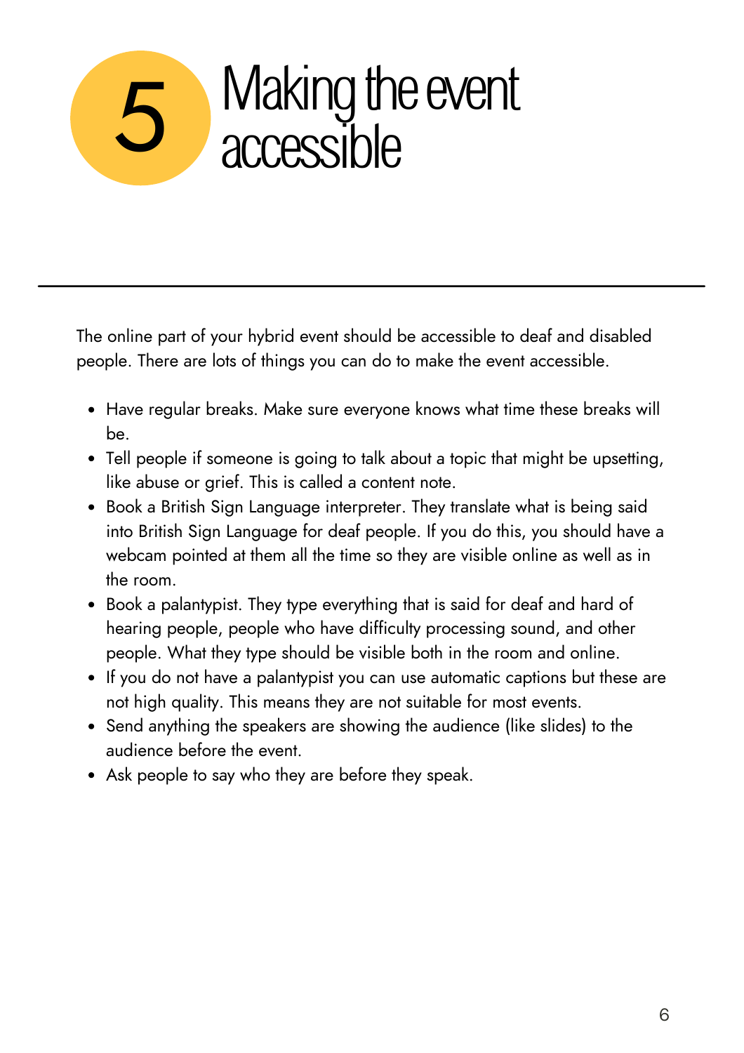# 5 Making the event accessible

The online part of your hybrid event should be accessible to deaf and disabled people. There are lots of things you can do to make the event accessible.

- Have regular breaks. Make sure everyone knows what time these breaks will be.
- Tell people if someone is going to talk about a topic that might be upsetting, like abuse or grief. This is called a content note.
- Book a British Sign Language interpreter. They translate what is being said into British Sign Language for deaf people. If you do this, you should have a webcam pointed at them all the time so they are visible online as well as in the room.
- Book a palantypist. They type everything that is said for deaf and hard of hearing people, people who have difficulty processing sound, and other people. What they type should be visible both in the room and online.
- If you do not have a palantypist you can use automatic captions but these are not high quality. This means they are not suitable for most events.
- Send anything the speakers are showing the audience (like slides) to the audience before the event.
- Ask people to say who they are before they speak.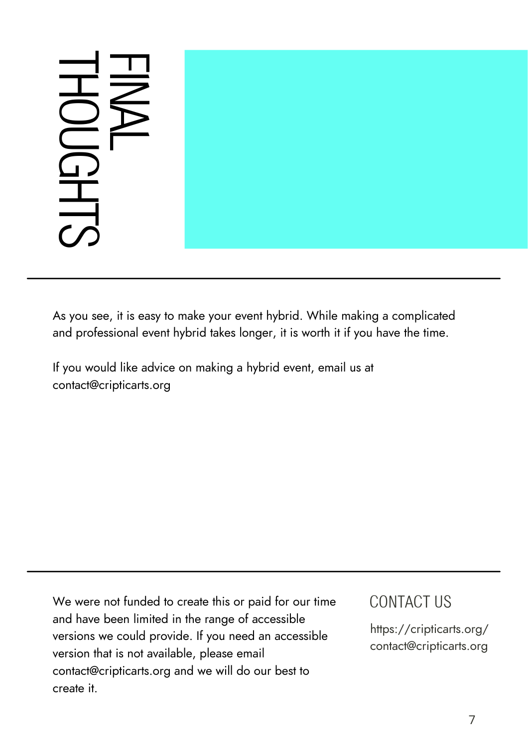# FINAL THOUGHTS

As you see, it is easy to make your event hybrid. While making a complicated and professional event hybrid takes longer, it is worth it if you have the time.

If you would like advice on making a hybrid event, email us at contact@cripticarts.org

We were not funded to create this or paid for our time and have been limited in the range of accessible versions we could provide. If you need an accessible version that is not available, please email contact@cripticarts.org and we will do our best to create it.

## CONTACT US

https://cripticarts.org/
contact@cripticarts.org